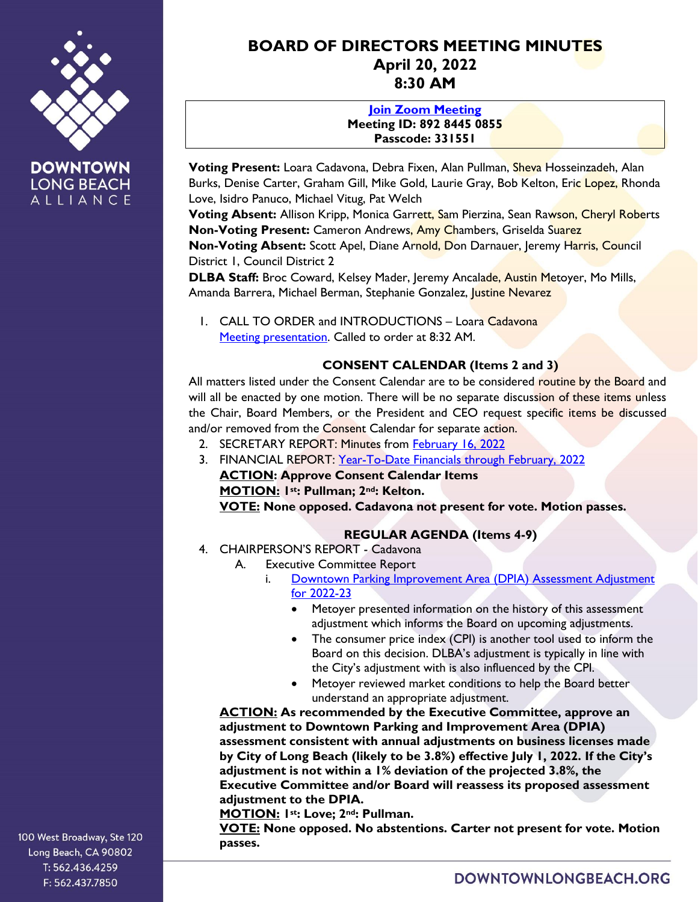# BOARD OF DIRECTORS MEETING MINUTES
## April 20, 2022
## 8:30 AM

**[Join Zoom Meeting](#)**
**Meeting ID: 892 8445 0855**
**Passcode: 331551**

**Voting Present:** Loara Cadavona, Debra Fixen, Alan Pullman, Sheva Hosseinzadeh, Alan Burks, Denise Carter, Graham Gill, Mike Gold, Laurie Gray, Bob Kelton, Eric Lopez, Rhonda Love, Isidro Panuco, Michael Vitug, Pat Welch
**Voting Absent:** Allison Kripp, Monica Garrett, Sam Pierzina, Sean Rawson, Cheryl Roberts
**Non-Voting Present:** Cameron Andrews, Amy Chambers, Griselda Suarez
**Non-Voting Absent:** Scott Apel, Diane Arnold, Don Darnauer, Jeremy Harris, Council District 1, Council District 2
**DLBA Staff:** Broc Coward, Kelsey Mader, Jeremy Ancalade, Austin Metoyer, Mo Mills, Amanda Barrera, Michael Berman, Stephanie Gonzalez, Justine Nevarez

1. CALL TO ORDER and INTRODUCTIONS – Loara Cadavona
   [Meeting presentation](#). Called to order at 8:32 AM.

### CONSENT CALENDAR (Items 2 and 3)

All matters listed under the Consent Calendar are to be considered routine by the Board and will all be enacted by one motion. There will be no separate discussion of these items unless the Chair, Board Members, or the President and CEO request specific items be discussed and/or removed from the Consent Calendar for separate action.

2. SECRETARY REPORT: Minutes from [February 16, 2022](#)
3. FINANCIAL REPORT: [Year-To-Date Financials through February, 2022](#)
   **ACTION: Approve Consent Calendar Items**
   **MOTION: 1st: Pullman; 2nd: Kelton.**
   **VOTE: None opposed. Cadavona not present for vote. Motion passes.**

### REGULAR AGENDA (Items 4-9)

4. CHAIRPERSON'S REPORT - Cadavona
   - A. Executive Committee Report
     - i. [Downtown Parking Improvement Area (DPIA) Assessment Adjustment for 2022-23](#)
       - Metoyer presented information on the history of this assessment adjustment which informs the Board on upcoming adjustments.
       - The consumer price index (CPI) is another tool used to inform the Board on this decision. DLBA's adjustment is typically in line with the City's adjustment with is also influenced by the CPI.
       - Metoyer reviewed market conditions to help the Board better understand an appropriate adjustment.

   **ACTION: As recommended by the Executive Committee, approve an adjustment to Downtown Parking and Improvement Area (DPIA) assessment consistent with annual adjustments on business licenses made by City of Long Beach (likely to be 3.8%) effective July 1, 2022. If the City's adjustment is not within a 1% deviation of the projected 3.8%, the Executive Committee and/or Board will reassess its proposed assessment adjustment to the DPIA.**
   **MOTION: 1st: Love; 2nd: Pullman.**
   **VOTE: None opposed. No abstentions. Carter not present for vote. Motion passes.**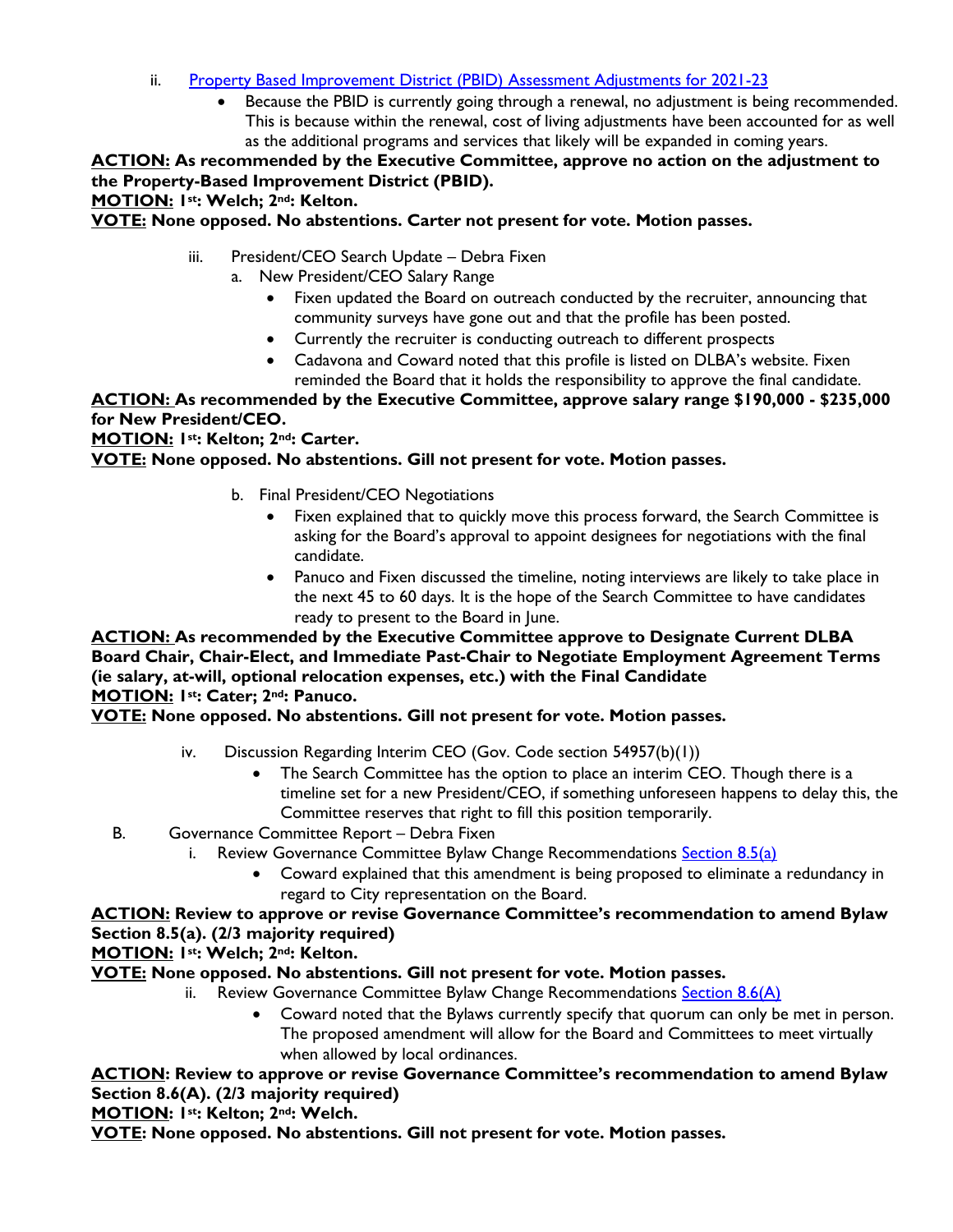ii. [Property Based Improvement District (PBID) Assessment Adjustments for 2021-23]

- Because the PBID is currently going through a renewal, no adjustment is being recommended. This is because within the renewal, cost of living adjustments have been accounted for as well as the additional programs and services that likely will be expanded in coming years.

**ACTION: As recommended by the Executive Committee, approve no action on the adjustment to the Property-Based Improvement District (PBID).**
**MOTION: 1st: Welch; 2nd: Kelton.**
**VOTE: None opposed. No abstentions. Carter not present for vote. Motion passes.**

iii. President/CEO Search Update – Debra Fixen

a. New President/CEO Salary Range

- Fixen updated the Board on outreach conducted by the recruiter, announcing that community surveys have gone out and that the profile has been posted.
- Currently the recruiter is conducting outreach to different prospects
- Cadavona and Coward noted that this profile is listed on DLBA's website. Fixen reminded the Board that it holds the responsibility to approve the final candidate.

**ACTION: As recommended by the Executive Committee, approve salary range $190,000 - $235,000 for New President/CEO.**
**MOTION: 1st: Kelton; 2nd: Carter.**
**VOTE: None opposed. No abstentions. Gill not present for vote. Motion passes.**

b. Final President/CEO Negotiations

- Fixen explained that to quickly move this process forward, the Search Committee is asking for the Board's approval to appoint designees for negotiations with the final candidate.
- Panuco and Fixen discussed the timeline, noting interviews are likely to take place in the next 45 to 60 days. It is the hope of the Search Committee to have candidates ready to present to the Board in June.

**ACTION: As recommended by the Executive Committee approve to Designate Current DLBA Board Chair, Chair-Elect, and Immediate Past-Chair to Negotiate Employment Agreement Terms (ie salary, at-will, optional relocation expenses, etc.) with the Final Candidate**
**MOTION: 1st: Cater; 2nd: Panuco.**
**VOTE: None opposed. No abstentions. Gill not present for vote. Motion passes.**

iv. Discussion Regarding Interim CEO (Gov. Code section 54957(b)(1))

- The Search Committee has the option to place an interim CEO. Though there is a timeline set for a new President/CEO, if something unforeseen happens to delay this, the Committee reserves that right to fill this position temporarily.

B. Governance Committee Report – Debra Fixen

i. Review Governance Committee Bylaw Change Recommendations [Section 8.5(a)]

- Coward explained that this amendment is being proposed to eliminate a redundancy in regard to City representation on the Board.

**ACTION: Review to approve or revise Governance Committee's recommendation to amend Bylaw Section 8.5(a). (2/3 majority required)**
**MOTION: 1st: Welch; 2nd: Kelton.**
**VOTE: None opposed. No abstentions. Gill not present for vote. Motion passes.**

ii. Review Governance Committee Bylaw Change Recommendations [Section 8.6(A)]

- Coward noted that the Bylaws currently specify that quorum can only be met in person. The proposed amendment will allow for the Board and Committees to meet virtually when allowed by local ordinances.

**ACTION: Review to approve or revise Governance Committee's recommendation to amend Bylaw Section 8.6(A). (2/3 majority required)**
**MOTION: 1st: Kelton; 2nd: Welch.**
**VOTE: None opposed. No abstentions. Gill not present for vote. Motion passes.**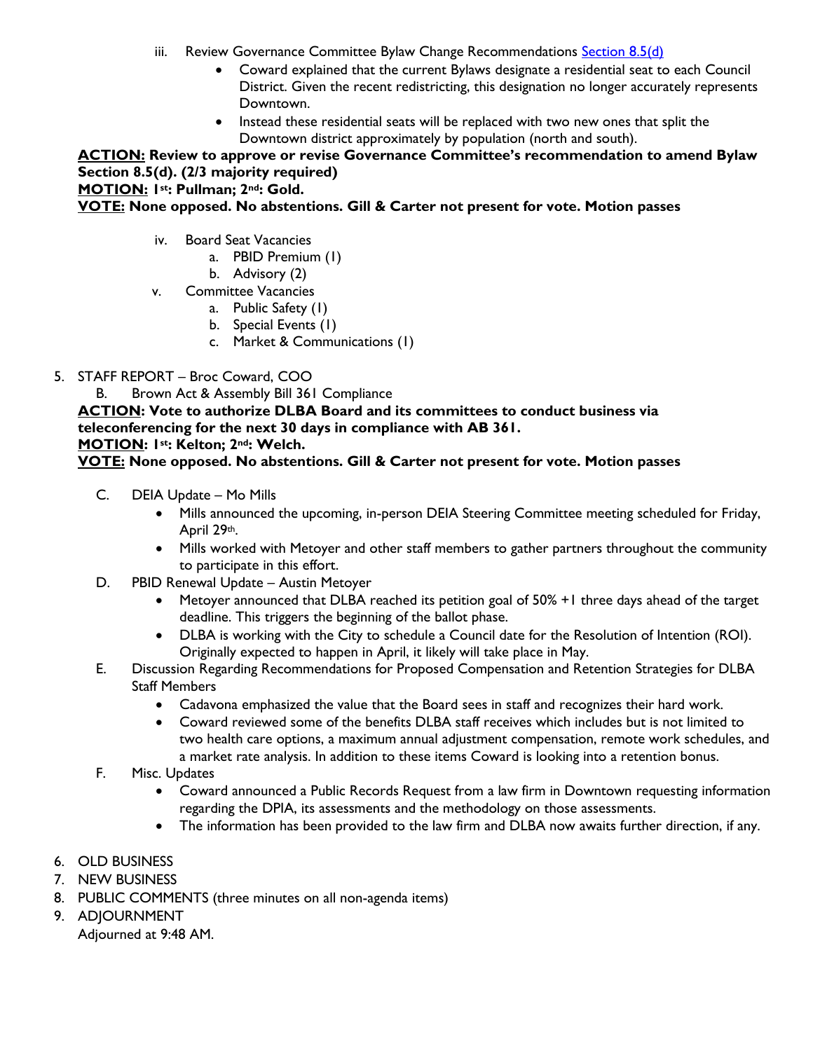iii. Review Governance Committee Bylaw Change Recommendations [Section 8.5(d)]

- Coward explained that the current Bylaws designate a residential seat to each Council District. Given the recent redistricting, this designation no longer accurately represents Downtown.
- Instead these residential seats will be replaced with two new ones that split the Downtown district approximately by population (north and south).

**ACTION: Review to approve or revise Governance Committee's recommendation to amend Bylaw Section 8.5(d). (2/3 majority required)**
**MOTION: 1st: Pullman; 2nd: Gold.**
**VOTE: None opposed. No abstentions. Gill & Carter not present for vote. Motion passes**

iv. Board Seat Vacancies
   a. PBID Premium (1)
   b. Advisory (2)

v. Committee Vacancies
   a. Public Safety (1)
   b. Special Events (1)
   c. Market & Communications (1)

5. STAFF REPORT – Broc Coward, COO

   B. Brown Act & Assembly Bill 361 Compliance

**ACTION: Vote to authorize DLBA Board and its committees to conduct business via teleconferencing for the next 30 days in compliance with AB 361.**
**MOTION: 1st: Kelton; 2nd: Welch.**
**VOTE: None opposed. No abstentions. Gill & Carter not present for vote. Motion passes**

   C. DEIA Update – Mo Mills
   - Mills announced the upcoming, in-person DEIA Steering Committee meeting scheduled for Friday, April 29th.
   - Mills worked with Metoyer and other staff members to gather partners throughout the community to participate in this effort.

   D. PBID Renewal Update – Austin Metoyer
   - Metoyer announced that DLBA reached its petition goal of 50% +1 three days ahead of the target deadline. This triggers the beginning of the ballot phase.
   - DLBA is working with the City to schedule a Council date for the Resolution of Intention (ROI). Originally expected to happen in April, it likely will take place in May.

   E. Discussion Regarding Recommendations for Proposed Compensation and Retention Strategies for DLBA Staff Members
   - Cadavona emphasized the value that the Board sees in staff and recognizes their hard work.
   - Coward reviewed some of the benefits DLBA staff receives which includes but is not limited to two health care options, a maximum annual adjustment compensation, remote work schedules, and a market rate analysis. In addition to these items Coward is looking into a retention bonus.

   F. Misc. Updates
   - Coward announced a Public Records Request from a law firm in Downtown requesting information regarding the DPIA, its assessments and the methodology on those assessments.
   - The information has been provided to the law firm and DLBA now awaits further direction, if any.

6. OLD BUSINESS
7. NEW BUSINESS
8. PUBLIC COMMENTS (three minutes on all non-agenda items)
9. ADJOURNMENT

Adjourned at 9:48 AM.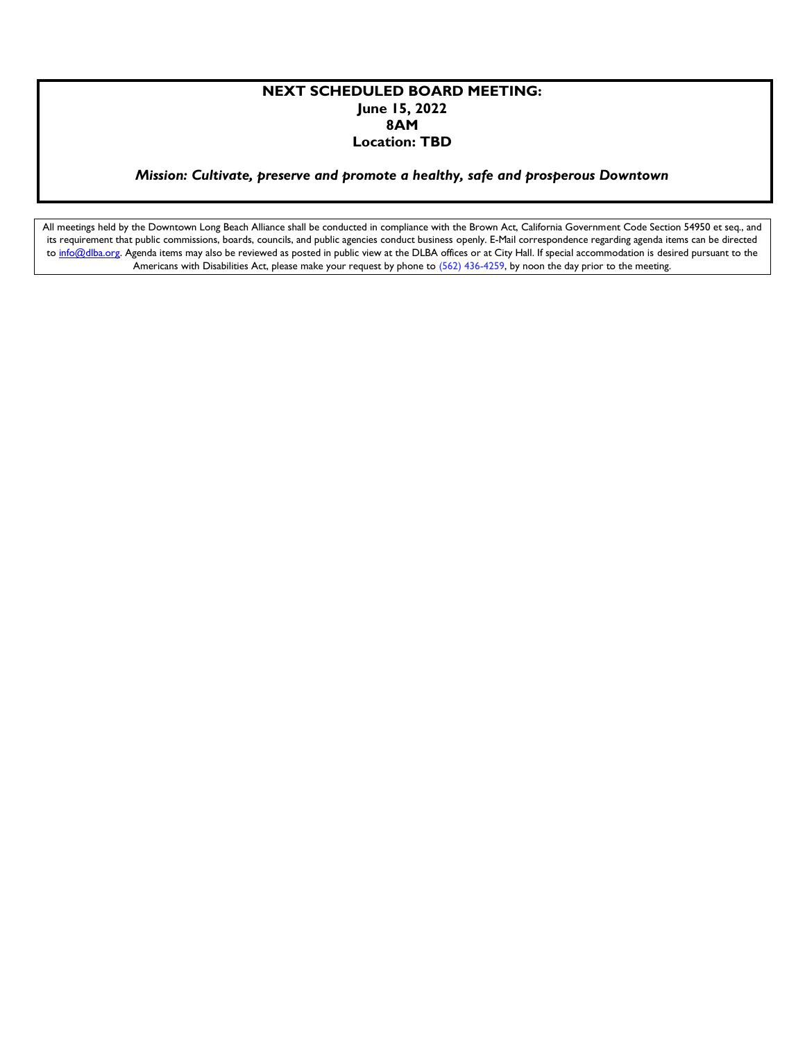**NEXT SCHEDULED BOARD MEETING:**
**June 15, 2022**
**8AM**
**Location: TBD**

***Mission: Cultivate, preserve and promote a healthy, safe and prosperous Downtown***

All meetings held by the Downtown Long Beach Alliance shall be conducted in compliance with the Brown Act, California Government Code Section 54950 et seq., and its requirement that public commissions, boards, councils, and public agencies conduct business openly. E-Mail correspondence regarding agenda items can be directed to info@dlba.org. Agenda items may also be reviewed as posted in public view at the DLBA offices or at City Hall. If special accommodation is desired pursuant to the Americans with Disabilities Act, please make your request by phone to (562) 436-4259, by noon the day prior to the meeting.